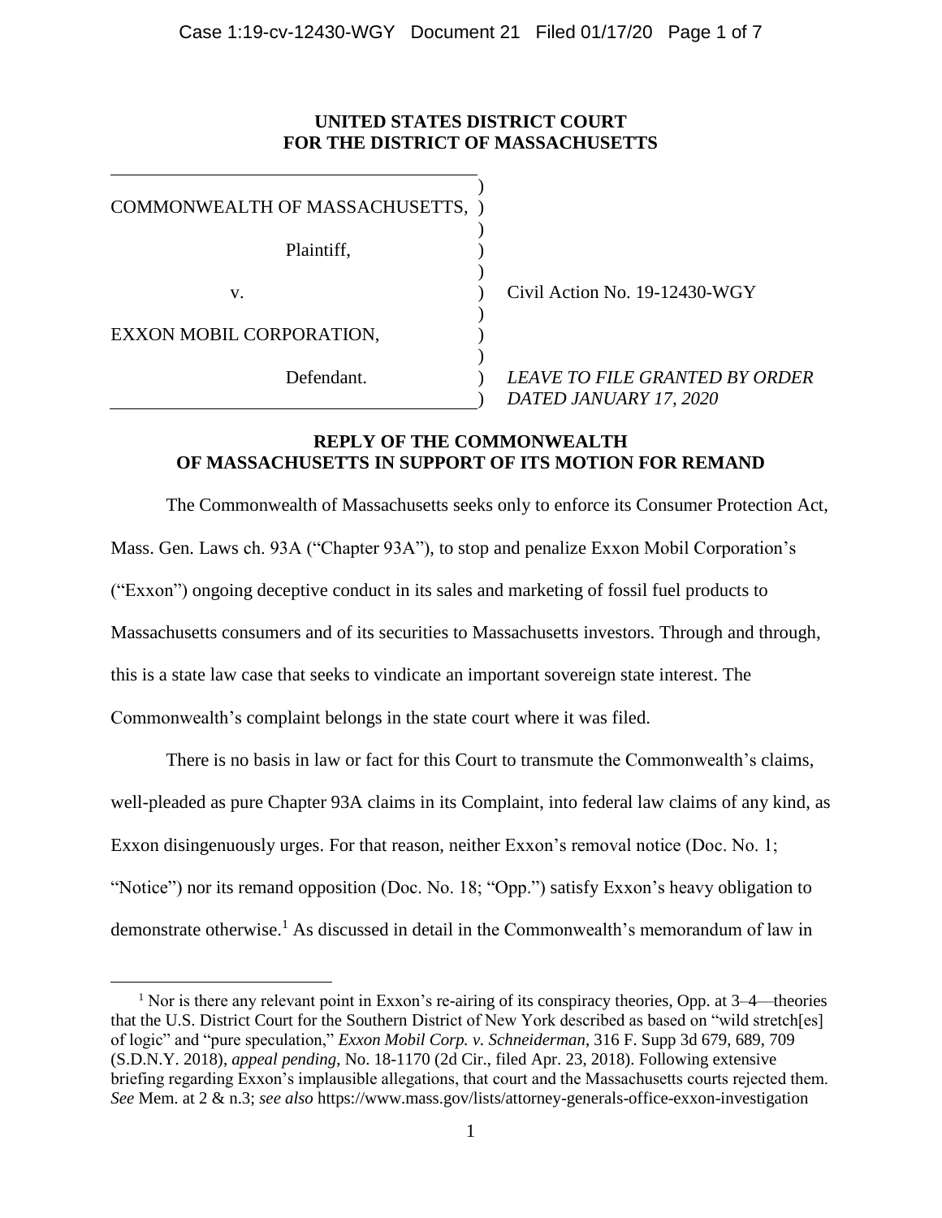**UNITED STATES DISTRICT COURT**
**FOR THE DISTRICT OF MASSACHUSETTS**

| | |
|---|---|
| COMMONWEALTH OF MASSACHUSETTS, | |
| Plaintiff, | |
| v. | Civil Action No. 19-12430-WGY |
| EXXON MOBIL CORPORATION, | |
| Defendant. | *LEAVE TO FILE GRANTED BY ORDER DATED JANUARY 17, 2020* |

**REPLY OF THE COMMONWEALTH OF MASSACHUSETTS IN SUPPORT OF ITS MOTION FOR REMAND**

The Commonwealth of Massachusetts seeks only to enforce its Consumer Protection Act, Mass. Gen. Laws ch. 93A ("Chapter 93A"), to stop and penalize Exxon Mobil Corporation's ("Exxon") ongoing deceptive conduct in its sales and marketing of fossil fuel products to Massachusetts consumers and of its securities to Massachusetts investors. Through and through, this is a state law case that seeks to vindicate an important sovereign state interest. The Commonwealth's complaint belongs in the state court where it was filed.

There is no basis in law or fact for this Court to transmute the Commonwealth's claims, well-pleaded as pure Chapter 93A claims in its Complaint, into federal law claims of any kind, as Exxon disingenuously urges. For that reason, neither Exxon's removal notice (Doc. No. 1; "Notice") nor its remand opposition (Doc. No. 18; "Opp.") satisfy Exxon's heavy obligation to demonstrate otherwise.[1] As discussed in detail in the Commonwealth's memorandum of law in

[1] Nor is there any relevant point in Exxon's re-airing of its conspiracy theories, Opp. at 3–4—theories that the U.S. District Court for the Southern District of New York described as based on "wild stretch[es] of logic" and "pure speculation," *Exxon Mobil Corp. v. Schneiderman*, 316 F. Supp 3d 679, 689, 709 (S.D.N.Y. 2018), *appeal pending*, No. 18-1170 (2d Cir., filed Apr. 23, 2018). Following extensive briefing regarding Exxon's implausible allegations, that court and the Massachusetts courts rejected them. *See* Mem. at 2 & n.3; *see also* https://www.mass.gov/lists/attorney-generals-office-exxon-investigation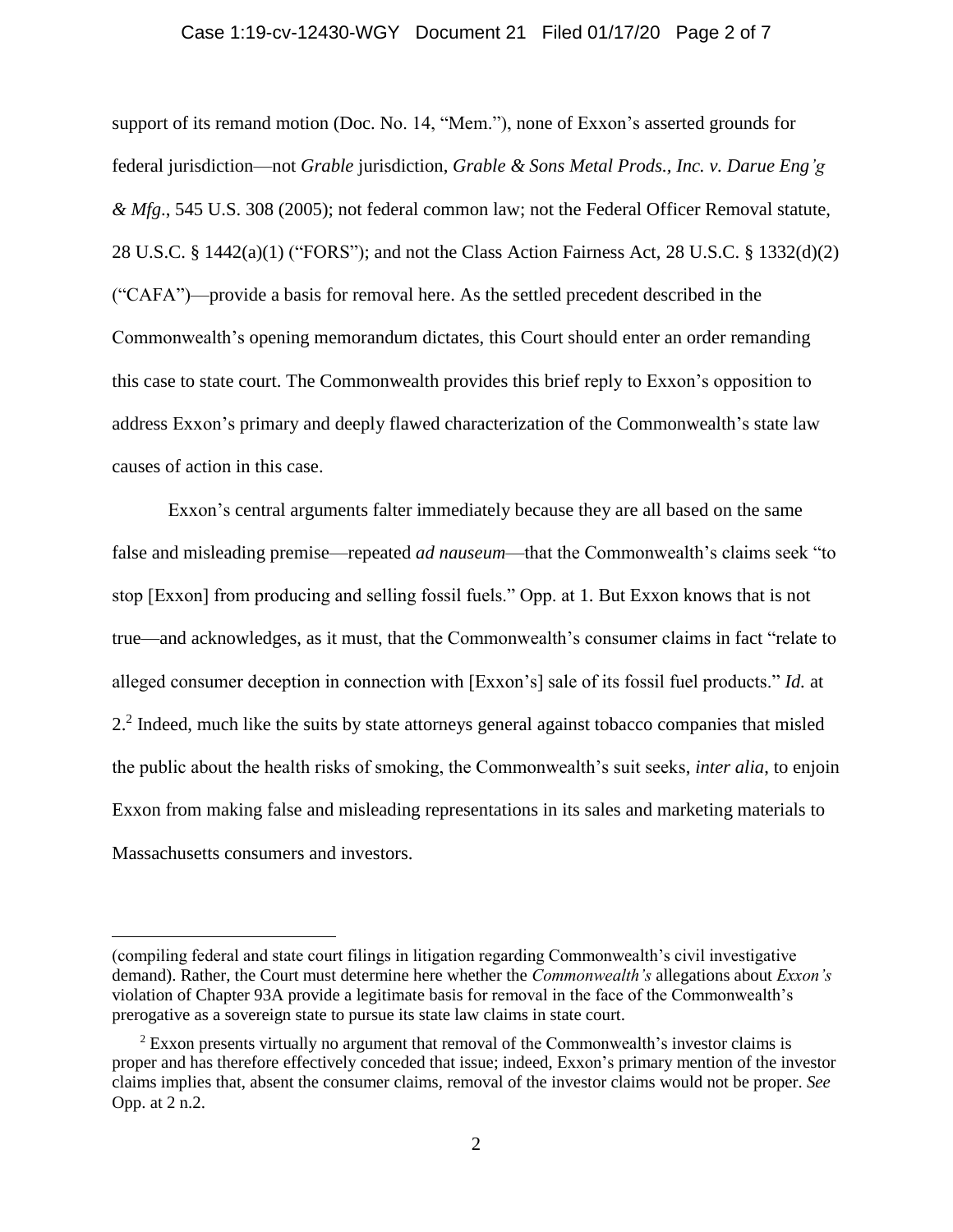support of its remand motion (Doc. No. 14, "Mem."), none of Exxon's asserted grounds for federal jurisdiction—not *Grable* jurisdiction, *Grable & Sons Metal Prods., Inc. v. Darue Eng'g & Mfg*., 545 U.S. 308 (2005); not federal common law; not the Federal Officer Removal statute, 28 U.S.C. § 1442(a)(1) ("FORS"); and not the Class Action Fairness Act, 28 U.S.C. § 1332(d)(2) ("CAFA")—provide a basis for removal here. As the settled precedent described in the Commonwealth's opening memorandum dictates, this Court should enter an order remanding this case to state court. The Commonwealth provides this brief reply to Exxon's opposition to address Exxon's primary and deeply flawed characterization of the Commonwealth's state law causes of action in this case.

Exxon's central arguments falter immediately because they are all based on the same false and misleading premise—repeated *ad nauseum*—that the Commonwealth's claims seek "to stop [Exxon] from producing and selling fossil fuels." Opp. at 1. But Exxon knows that is not true—and acknowledges, as it must, that the Commonwealth's consumer claims in fact "relate to alleged consumer deception in connection with [Exxon's] sale of its fossil fuel products." *Id.* at 2.[2] Indeed, much like the suits by state attorneys general against tobacco companies that misled the public about the health risks of smoking, the Commonwealth's suit seeks, *inter alia*, to enjoin Exxon from making false and misleading representations in its sales and marketing materials to Massachusetts consumers and investors.

---

(compiling federal and state court filings in litigation regarding Commonwealth's civil investigative demand). Rather, the Court must determine here whether the *Commonwealth's* allegations about *Exxon's* violation of Chapter 93A provide a legitimate basis for removal in the face of the Commonwealth's prerogative as a sovereign state to pursue its state law claims in state court.

[2] Exxon presents virtually no argument that removal of the Commonwealth's investor claims is proper and has therefore effectively conceded that issue; indeed, Exxon's primary mention of the investor claims implies that, absent the consumer claims, removal of the investor claims would not be proper. *See* Opp. at 2 n.2.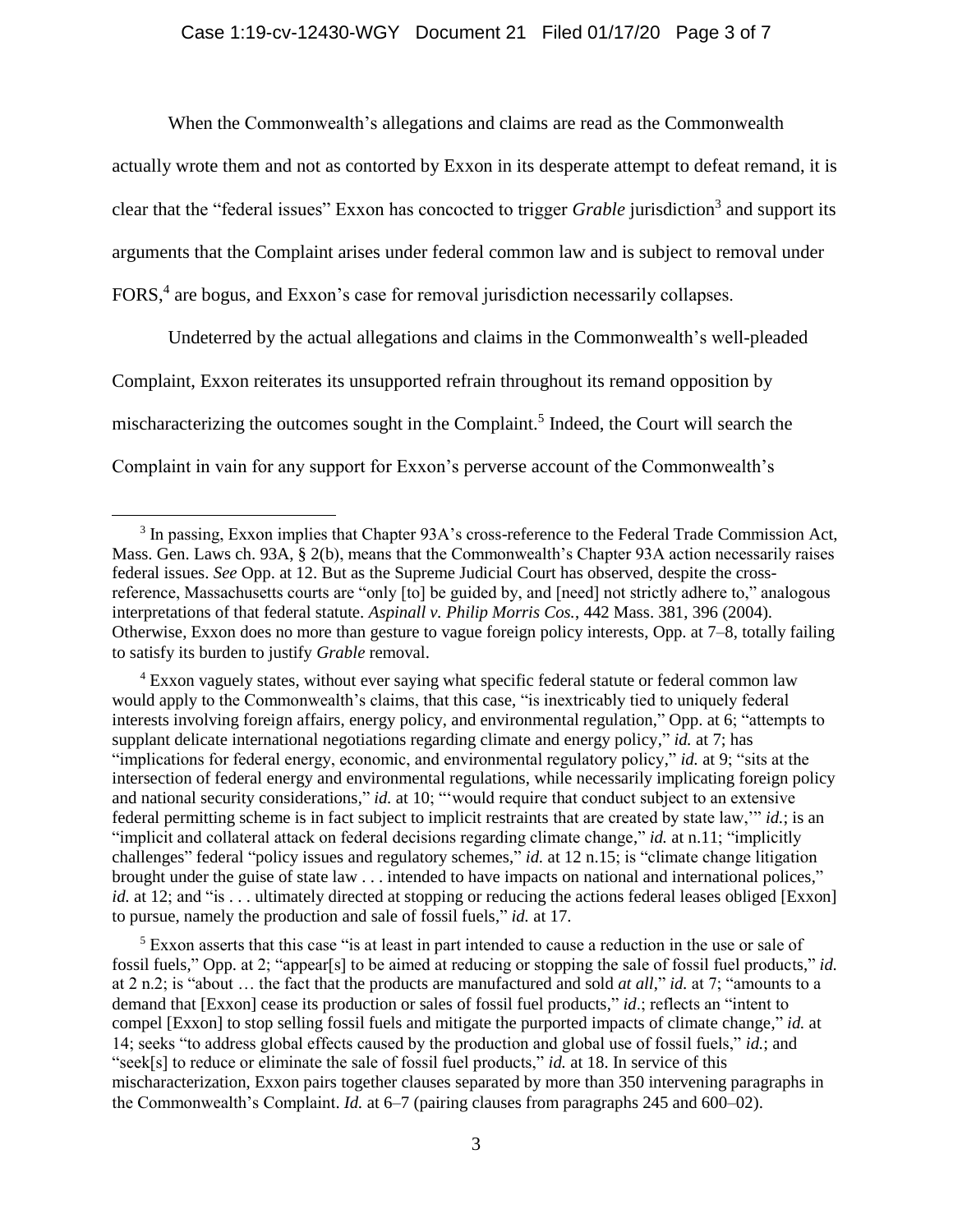When the Commonwealth's allegations and claims are read as the Commonwealth actually wrote them and not as contorted by Exxon in its desperate attempt to defeat remand, it is clear that the "federal issues" Exxon has concocted to trigger *Grable* jurisdiction[3] and support its arguments that the Complaint arises under federal common law and is subject to removal under FORS,[4] are bogus, and Exxon's case for removal jurisdiction necessarily collapses.

Undeterred by the actual allegations and claims in the Commonwealth's well-pleaded Complaint, Exxon reiterates its unsupported refrain throughout its remand opposition by mischaracterizing the outcomes sought in the Complaint.[5] Indeed, the Court will search the Complaint in vain for any support for Exxon's perverse account of the Commonwealth's

---

[3] In passing, Exxon implies that Chapter 93A's cross-reference to the Federal Trade Commission Act, Mass. Gen. Laws ch. 93A, § 2(b), means that the Commonwealth's Chapter 93A action necessarily raises federal issues. *See* Opp. at 12. But as the Supreme Judicial Court has observed, despite the cross-reference, Massachusetts courts are "only [to] be guided by, and [need] not strictly adhere to," analogous interpretations of that federal statute. *Aspinall v. Philip Morris Cos.*, 442 Mass. 381, 396 (2004). Otherwise, Exxon does no more than gesture to vague foreign policy interests, Opp. at 7–8, totally failing to satisfy its burden to justify *Grable* removal.

[4] Exxon vaguely states, without ever saying what specific federal statute or federal common law would apply to the Commonwealth's claims, that this case, "is inextricably tied to uniquely federal interests involving foreign affairs, energy policy, and environmental regulation," Opp. at 6; "attempts to supplant delicate international negotiations regarding climate and energy policy," *id.* at 7; has "implications for federal energy, economic, and environmental regulatory policy," *id.* at 9; "sits at the intersection of federal energy and environmental regulations, while necessarily implicating foreign policy and national security considerations," *id.* at 10; "'would require that conduct subject to an extensive federal permitting scheme is in fact subject to implicit restraints that are created by state law,'" *id.*; is an "implicit and collateral attack on federal decisions regarding climate change," *id.* at n.11; "implicitly challenges" federal "policy issues and regulatory schemes," *id.* at 12 n.15; is "climate change litigation brought under the guise of state law . . . intended to have impacts on national and international polices," *id.* at 12; and "is . . . ultimately directed at stopping or reducing the actions federal leases obliged [Exxon] to pursue, namely the production and sale of fossil fuels," *id.* at 17.

[5] Exxon asserts that this case "is at least in part intended to cause a reduction in the use or sale of fossil fuels," Opp. at 2; "appear[s] to be aimed at reducing or stopping the sale of fossil fuel products," *id.* at 2 n.2; is "about … the fact that the products are manufactured and sold *at all*," *id.* at 7; "amounts to a demand that [Exxon] cease its production or sales of fossil fuel products," *id*.; reflects an "intent to compel [Exxon] to stop selling fossil fuels and mitigate the purported impacts of climate change," *id.* at 14; seeks "to address global effects caused by the production and global use of fossil fuels," *id.*; and "seek[s] to reduce or eliminate the sale of fossil fuel products," *id.* at 18. In service of this mischaracterization, Exxon pairs together clauses separated by more than 350 intervening paragraphs in the Commonwealth's Complaint. *Id.* at 6–7 (pairing clauses from paragraphs 245 and 600–02).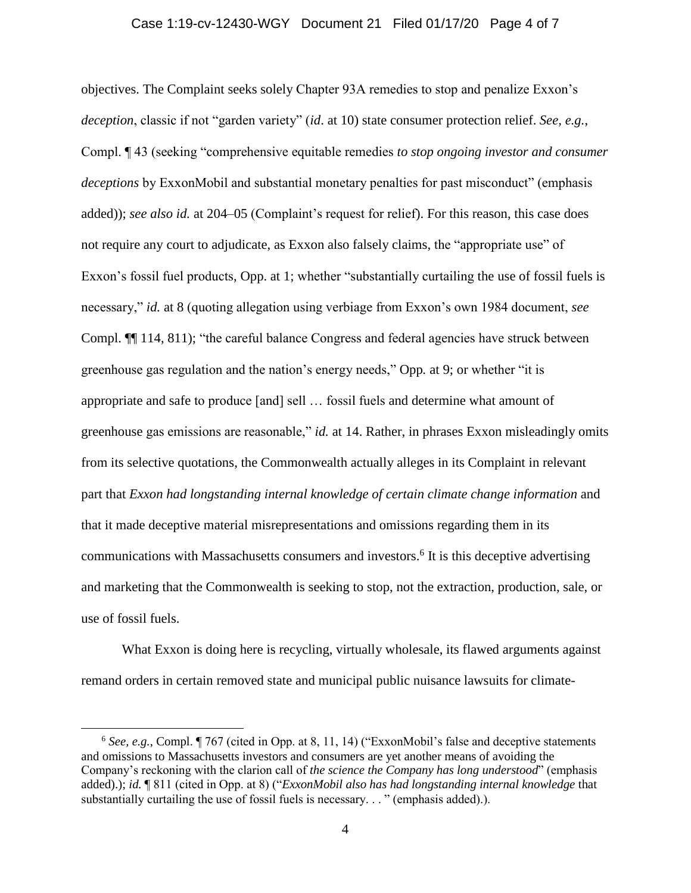objectives. The Complaint seeks solely Chapter 93A remedies to stop and penalize Exxon's *deception*, classic if not "garden variety" (*id*. at 10) state consumer protection relief. *See, e.g.*, Compl. ¶ 43 (seeking "comprehensive equitable remedies *to stop ongoing investor and consumer deceptions* by ExxonMobil and substantial monetary penalties for past misconduct" (emphasis added)); *see also id.* at 204–05 (Complaint's request for relief). For this reason, this case does not require any court to adjudicate, as Exxon also falsely claims, the "appropriate use" of Exxon's fossil fuel products, Opp. at 1; whether "substantially curtailing the use of fossil fuels is necessary," *id.* at 8 (quoting allegation using verbiage from Exxon's own 1984 document, *see* Compl. ¶¶ 114, 811); "the careful balance Congress and federal agencies have struck between greenhouse gas regulation and the nation's energy needs," Opp*.* at 9; or whether "it is appropriate and safe to produce [and] sell … fossil fuels and determine what amount of greenhouse gas emissions are reasonable," *id.* at 14. Rather, in phrases Exxon misleadingly omits from its selective quotations, the Commonwealth actually alleges in its Complaint in relevant part that *Exxon had longstanding internal knowledge of certain climate change information* and that it made deceptive material misrepresentations and omissions regarding them in its communications with Massachusetts consumers and investors.[6] It is this deceptive advertising and marketing that the Commonwealth is seeking to stop, not the extraction, production, sale, or use of fossil fuels.

What Exxon is doing here is recycling, virtually wholesale, its flawed arguments against remand orders in certain removed state and municipal public nuisance lawsuits for climate-

---

[6] *See, e.g.*, Compl. ¶ 767 (cited in Opp. at 8, 11, 14) ("ExxonMobil's false and deceptive statements and omissions to Massachusetts investors and consumers are yet another means of avoiding the Company's reckoning with the clarion call of *the science the Company has long understood*" (emphasis added).); *id.* ¶ 811 (cited in Opp. at 8) ("*ExxonMobil also has had longstanding internal knowledge* that substantially curtailing the use of fossil fuels is necessary. . . " (emphasis added).).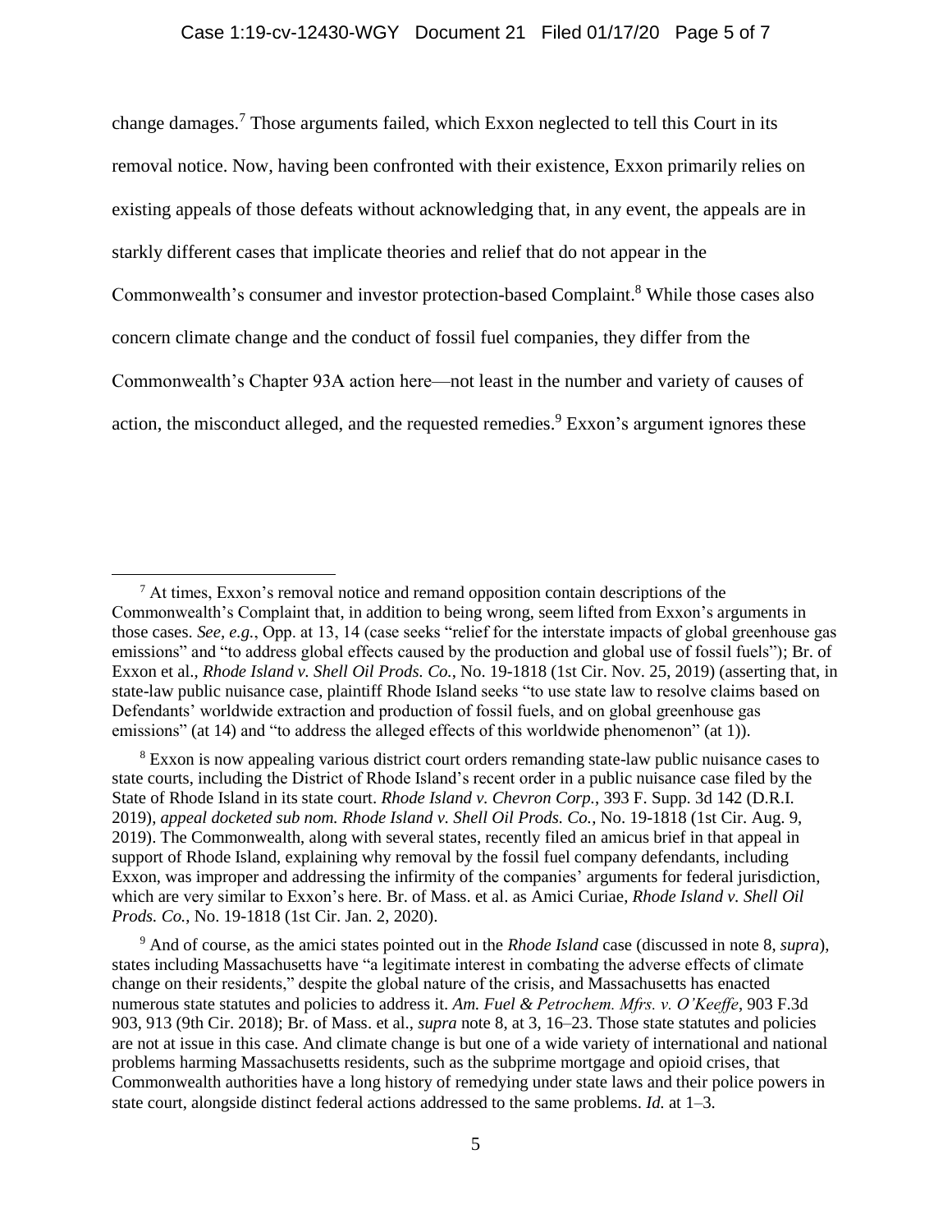change damages.[7] Those arguments failed, which Exxon neglected to tell this Court in its removal notice. Now, having been confronted with their existence, Exxon primarily relies on existing appeals of those defeats without acknowledging that, in any event, the appeals are in starkly different cases that implicate theories and relief that do not appear in the Commonwealth's consumer and investor protection-based Complaint.[8] While those cases also concern climate change and the conduct of fossil fuel companies, they differ from the Commonwealth's Chapter 93A action here—not least in the number and variety of causes of action, the misconduct alleged, and the requested remedies.[9] Exxon's argument ignores these

---

[7] At times, Exxon's removal notice and remand opposition contain descriptions of the Commonwealth's Complaint that, in addition to being wrong, seem lifted from Exxon's arguments in those cases. *See, e.g.*, Opp. at 13, 14 (case seeks "relief for the interstate impacts of global greenhouse gas emissions" and "to address global effects caused by the production and global use of fossil fuels"); Br. of Exxon et al., *Rhode Island v. Shell Oil Prods. Co.*, No. 19-1818 (1st Cir. Nov. 25, 2019) (asserting that, in state-law public nuisance case, plaintiff Rhode Island seeks "to use state law to resolve claims based on Defendants' worldwide extraction and production of fossil fuels, and on global greenhouse gas emissions" (at 14) and "to address the alleged effects of this worldwide phenomenon" (at 1)).

[8] Exxon is now appealing various district court orders remanding state-law public nuisance cases to state courts, including the District of Rhode Island's recent order in a public nuisance case filed by the State of Rhode Island in its state court. *Rhode Island v. Chevron Corp.*, 393 F. Supp. 3d 142 (D.R.I. 2019), *appeal docketed sub nom. Rhode Island v. Shell Oil Prods. Co.*, No. 19-1818 (1st Cir. Aug. 9, 2019). The Commonwealth, along with several states, recently filed an amicus brief in that appeal in support of Rhode Island, explaining why removal by the fossil fuel company defendants, including Exxon, was improper and addressing the infirmity of the companies' arguments for federal jurisdiction, which are very similar to Exxon's here. Br. of Mass. et al. as Amici Curiae, *Rhode Island v. Shell Oil Prods. Co.*, No. 19-1818 (1st Cir. Jan. 2, 2020).

[9] And of course, as the amici states pointed out in the *Rhode Island* case (discussed in note 8, *supra*), states including Massachusetts have "a legitimate interest in combating the adverse effects of climate change on their residents," despite the global nature of the crisis, and Massachusetts has enacted numerous state statutes and policies to address it. *Am. Fuel & Petrochem. Mfrs. v. O'Keeffe*, 903 F.3d 903, 913 (9th Cir. 2018); Br. of Mass. et al., *supra* note 8, at 3, 16–23. Those state statutes and policies are not at issue in this case. And climate change is but one of a wide variety of international and national problems harming Massachusetts residents, such as the subprime mortgage and opioid crises, that Commonwealth authorities have a long history of remedying under state laws and their police powers in state court, alongside distinct federal actions addressed to the same problems. *Id.* at 1–3.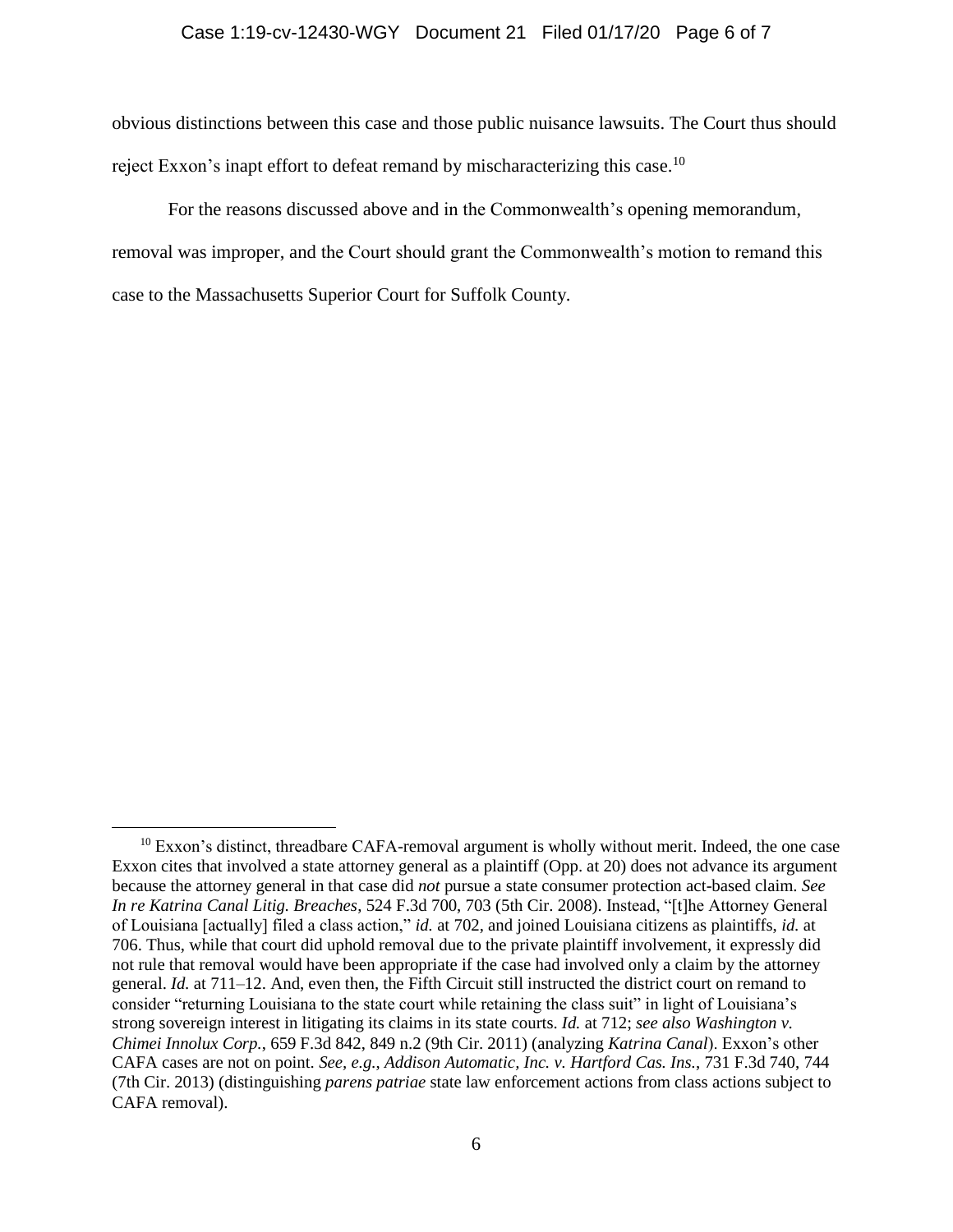obvious distinctions between this case and those public nuisance lawsuits. The Court thus should reject Exxon's inapt effort to defeat remand by mischaracterizing this case.[10]

For the reasons discussed above and in the Commonwealth's opening memorandum, removal was improper, and the Court should grant the Commonwealth's motion to remand this case to the Massachusetts Superior Court for Suffolk County.

---

[10] Exxon's distinct, threadbare CAFA-removal argument is wholly without merit. Indeed, the one case Exxon cites that involved a state attorney general as a plaintiff (Opp. at 20) does not advance its argument because the attorney general in that case did *not* pursue a state consumer protection act-based claim. *See In re Katrina Canal Litig. Breaches*, 524 F.3d 700, 703 (5th Cir. 2008). Instead, "[t]he Attorney General of Louisiana [actually] filed a class action," *id.* at 702, and joined Louisiana citizens as plaintiffs, *id.* at 706. Thus, while that court did uphold removal due to the private plaintiff involvement, it expressly did not rule that removal would have been appropriate if the case had involved only a claim by the attorney general. *Id.* at 711–12. And, even then, the Fifth Circuit still instructed the district court on remand to consider "returning Louisiana to the state court while retaining the class suit" in light of Louisiana's strong sovereign interest in litigating its claims in its state courts. *Id.* at 712; *see also Washington v. Chimei Innolux Corp.*, 659 F.3d 842, 849 n.2 (9th Cir. 2011) (analyzing *Katrina Canal*). Exxon's other CAFA cases are not on point. *See, e.g.*, *Addison Automatic, Inc. v. Hartford Cas. Ins.*, 731 F.3d 740, 744 (7th Cir. 2013) (distinguishing *parens patriae* state law enforcement actions from class actions subject to CAFA removal).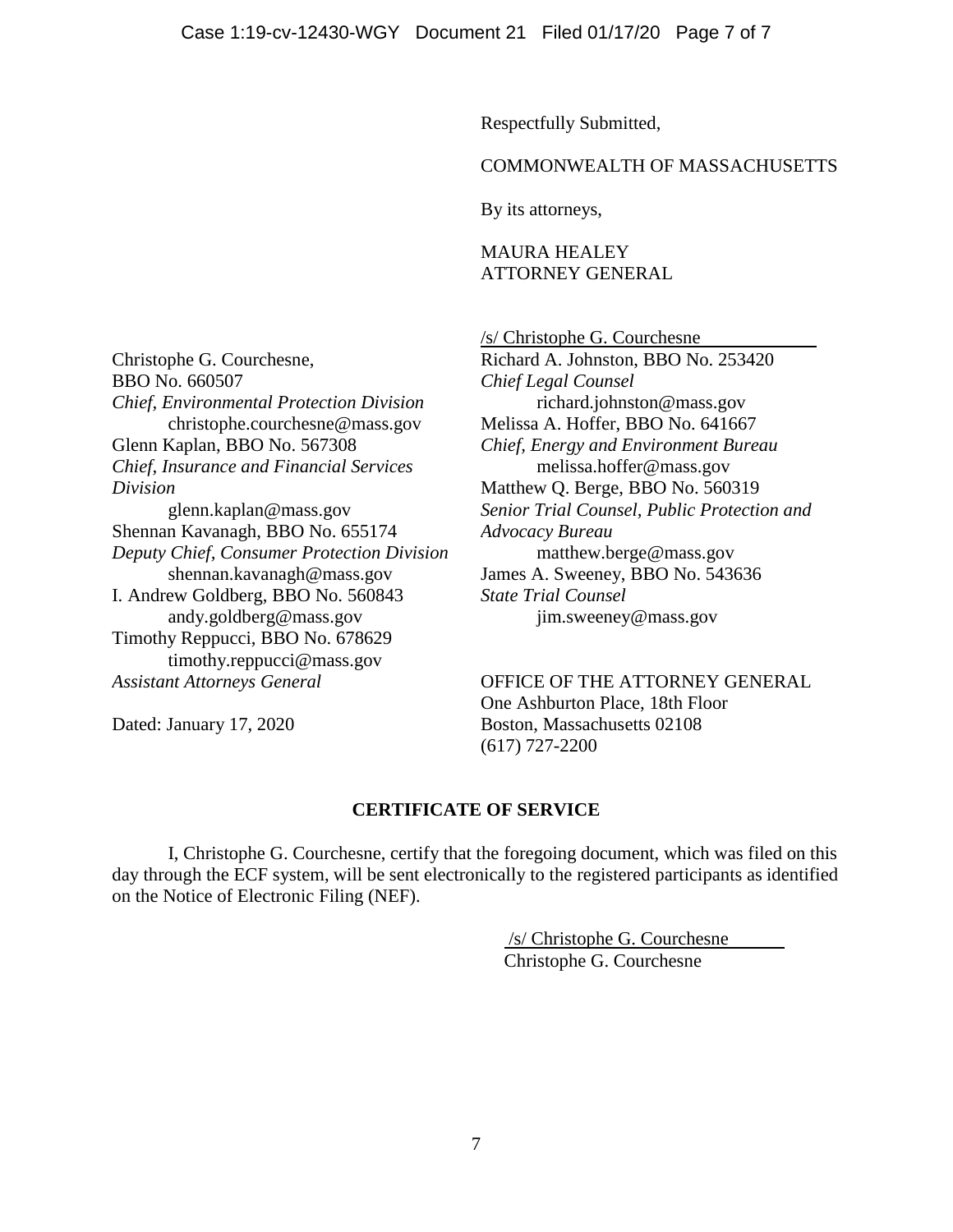Respectfully Submitted,

COMMONWEALTH OF MASSACHUSETTS

By its attorneys,

MAURA HEALEY
ATTORNEY GENERAL

/s/ Christophe G. Courchesne

Christophe G. Courchesne,
BBO No. 660507
*Chief, Environmental Protection Division*
christophe.courchesne@mass.gov
Glenn Kaplan, BBO No. 567308
*Chief, Insurance and Financial Services Division*
glenn.kaplan@mass.gov
Shennan Kavanagh, BBO No. 655174
*Deputy Chief, Consumer Protection Division*
shennan.kavanagh@mass.gov
I. Andrew Goldberg, BBO No. 560843
andy.goldberg@mass.gov
Timothy Reppucci, BBO No. 678629
timothy.reppucci@mass.gov
*Assistant Attorneys General*

Richard A. Johnston, BBO No. 253420
*Chief Legal Counsel*
richard.johnston@mass.gov
Melissa A. Hoffer, BBO No. 641667
*Chief, Energy and Environment Bureau*
melissa.hoffer@mass.gov
Matthew Q. Berge, BBO No. 560319
*Senior Trial Counsel, Public Protection and Advocacy Bureau*
matthew.berge@mass.gov
James A. Sweeney, BBO No. 543636
*State Trial Counsel*
jim.sweeney@mass.gov

OFFICE OF THE ATTORNEY GENERAL
One Ashburton Place, 18th Floor
Boston, Massachusetts 02108
(617) 727-2200

Dated: January 17, 2020

**CERTIFICATE OF SERVICE**

I, Christophe G. Courchesne, certify that the foregoing document, which was filed on this day through the ECF system, will be sent electronically to the registered participants as identified on the Notice of Electronic Filing (NEF).

/s/ Christophe G. Courchesne
Christophe G. Courchesne